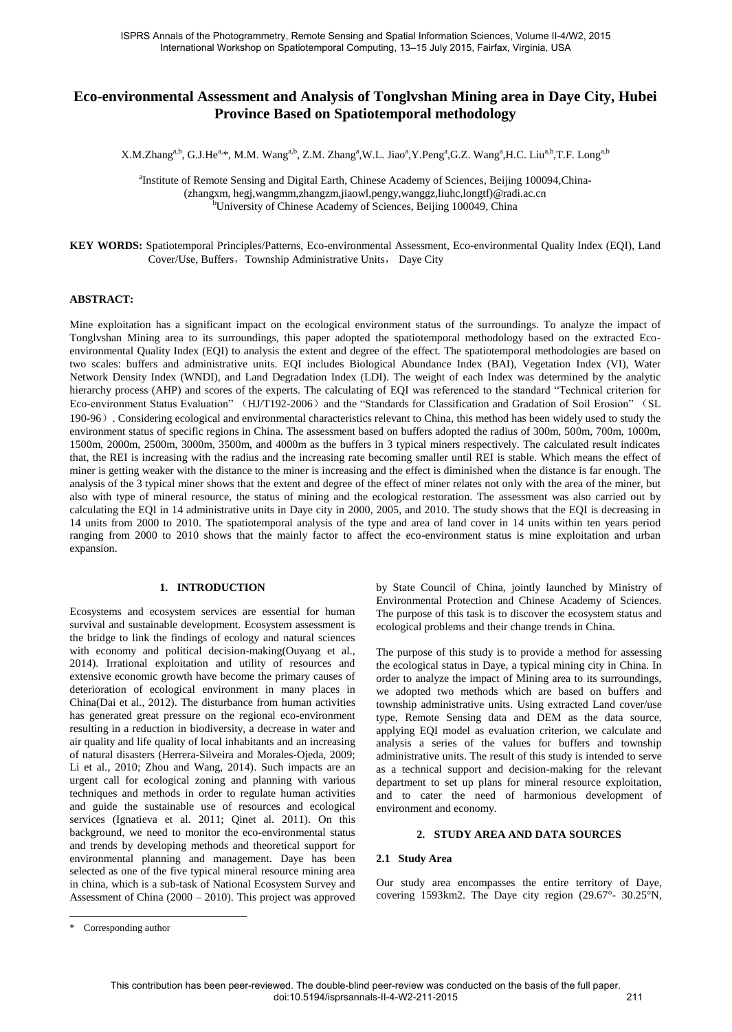# Eco-environmental Assessment and Analysis of Tonglvshan Mining area in Daye City, Hubei Province Based on Spatiotemporal methodology

X.M.Zhang[a,b], G.J.He[a,*], M.M. Wang[a,b], Z.M. Zhang[a], W.L. Jiao[a], Y.Peng[a], G.Z. Wang[a], H.C. Liu[a,b], T.F. Long[a,b]

[a]Institute of Remote Sensing and Digital Earth, Chinese Academy of Sciences, Beijing 100094, China-(zhangxm, hegj, wangmm, zhangzm, jiaowl, pengy, wanggz, liuhc, longtf)@radi.ac.cn

[b]University of Chinese Academy of Sciences, Beijing 100049, China

**KEY WORDS:** Spatiotemporal Principles/Patterns, Eco-environmental Assessment, Eco-environmental Quality Index (EQI), Land Cover/Use, Buffers，Township Administrative Units， Daye City

## ABSTRACT:

Mine exploitation has a significant impact on the ecological environment status of the surroundings. To analyze the impact of Tonglvshan Mining area to its surroundings, this paper adopted the spatiotemporal methodology based on the extracted Eco-environmental Quality Index (EQI) to analysis the extent and degree of the effect. The spatiotemporal methodologies are based on two scales: buffers and administrative units. EQI includes Biological Abundance Index (BAI), Vegetation Index (VI), Water Network Density Index (WNDI), and Land Degradation Index (LDI). The weight of each Index was determined by the analytic hierarchy process (AHP) and scores of the experts. The calculating of EQI was referenced to the standard "Technical criterion for Eco-environment Status Evaluation"（HJ/T192-2006）and the "Standards for Classification and Gradation of Soil Erosion"（SL 190-96）. Considering ecological and environmental characteristics relevant to China, this method has been widely used to study the environment status of specific regions in China. The assessment based on buffers adopted the radius of 300m, 500m, 700m, 1000m, 1500m, 2000m, 2500m, 3000m, 3500m, and 4000m as the buffers in 3 typical miners respectively. The calculated result indicates that, the REI is increasing with the radius and the increasing rate becoming smaller until REI is stable. Which means the effect of miner is getting weaker with the distance to the miner is increasing and the effect is diminished when the distance is far enough. The analysis of the 3 typical miner shows that the extent and degree of the effect of miner relates not only with the area of the miner, but also with type of mineral resource, the status of mining and the ecological restoration. The assessment was also carried out by calculating the EQI in 14 administrative units in Daye city in 2000, 2005, and 2010. The study shows that the EQI is decreasing in 14 units from 2000 to 2010. The spatiotemporal analysis of the type and area of land cover in 14 units within ten years period ranging from 2000 to 2010 shows that the mainly factor to affect the eco-environment status is mine exploitation and urban expansion.

## 1. INTRODUCTION

Ecosystems and ecosystem services are essential for human survival and sustainable development. Ecosystem assessment is the bridge to link the findings of ecology and natural sciences with economy and political decision-making(Ouyang et al., 2014). Irrational exploitation and utility of resources and extensive economic growth have become the primary causes of deterioration of ecological environment in many places in China(Dai et al., 2012). The disturbance from human activities has generated great pressure on the regional eco-environment resulting in a reduction in biodiversity, a decrease in water and air quality and life quality of local inhabitants and an increasing of natural disasters (Herrera-Silveira and Morales-Ojeda, 2009; Li et al., 2010; Zhou and Wang, 2014). Such impacts are an urgent call for ecological zoning and planning with various techniques and methods in order to regulate human activities and guide the sustainable use of resources and ecological services (Ignatieva et al. 2011; Qinet al. 2011). On this background, we need to monitor the eco-environmental status and trends by developing methods and theoretical support for environmental planning and management. Daye has been selected as one of the five typical mineral resource mining area in china, which is a sub-task of National Ecosystem Survey and Assessment of China (2000 – 2010). This project was approved by State Council of China, jointly launched by Ministry of Environmental Protection and Chinese Academy of Sciences. The purpose of this task is to discover the ecosystem status and ecological problems and their change trends in China.

The purpose of this study is to provide a method for assessing the ecological status in Daye, a typical mining city in China. In order to analyze the impact of Mining area to its surroundings, we adopted two methods which are based on buffers and township administrative units. Using extracted Land cover/use type, Remote Sensing data and DEM as the data source, applying EQI model as evaluation criterion, we calculate and analysis a series of the values for buffers and township administrative units. The result of this study is intended to serve as a technical support and decision-making for the relevant department to set up plans for mineral resource exploitation, and to cater the need of harmonious development of environment and economy.

## 2. STUDY AREA AND DATA SOURCES

### 2.1 Study Area

Our study area encompasses the entire territory of Daye, covering 1593km2. The Daye city region (29.67°- 30.25°N,

\* Corresponding author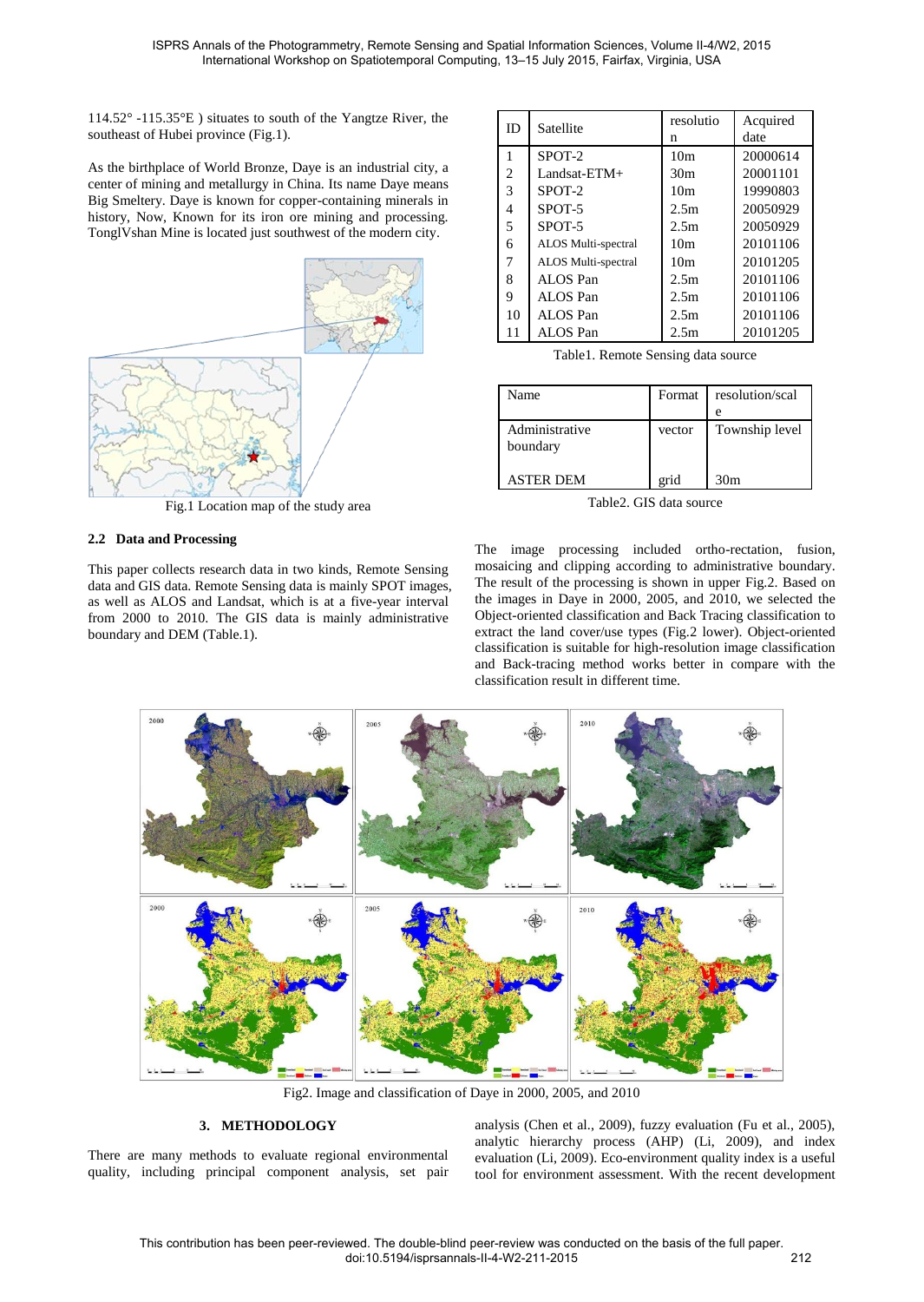114.52° -115.35°E ) situates to south of the Yangtze River, the southeast of Hubei province (Fig.1).

As the birthplace of World Bronze, Daye is an industrial city, a center of mining and metallurgy in China. Its name Daye means Big Smeltery. Daye is known for copper-containing minerals in history, Now, Known for its iron ore mining and processing. TonglVshan Mine is located just southwest of the modern city.

Fig.1 Location map of the study area

## 2.2 Data and Processing

This paper collects research data in two kinds, Remote Sensing data and GIS data. Remote Sensing data is mainly SPOT images, as well as ALOS and Landsat, which is at a five-year interval from 2000 to 2010. The GIS data is mainly administrative boundary and DEM (Table.1).

| ID | Satellite | resolution | Acquired date |
|---|---|---|---|
| 1 | SPOT-2 | 10m | 20000614 |
| 2 | Landsat-ETM+ | 30m | 20001101 |
| 3 | SPOT-2 | 10m | 19990803 |
| 4 | SPOT-5 | 2.5m | 20050929 |
| 5 | SPOT-5 | 2.5m | 20050929 |
| 6 | ALOS Multi-spectral | 10m | 20101106 |
| 7 | ALOS Multi-spectral | 10m | 20101205 |
| 8 | ALOS Pan | 2.5m | 20101106 |
| 9 | ALOS Pan | 2.5m | 20101106 |
| 10 | ALOS Pan | 2.5m | 20101106 |
| 11 | ALOS Pan | 2.5m | 20101205 |

Table1. Remote Sensing data source

| Name | Format | resolution/scale |
|---|---|---|
| Administrative boundary | vector | Township level |
| ASTER DEM | grid | 30m |

Table2. GIS data source

The image processing included ortho-rectation, fusion, mosaicing and clipping according to administrative boundary. The result of the processing is shown in upper Fig.2. Based on the images in Daye in 2000, 2005, and 2010, we selected the Object-oriented classification and Back Tracing classification to extract the land cover/use types (Fig.2 lower). Object-oriented classification is suitable for high-resolution image classification and Back-tracing method works better in compare with the classification result in different time.

Fig2. Image and classification of Daye in 2000, 2005, and 2010

# 3. METHODOLOGY

There are many methods to evaluate regional environmental quality, including principal component analysis, set pair analysis (Chen et al., 2009), fuzzy evaluation (Fu et al., 2005), analytic hierarchy process (AHP) (Li, 2009), and index evaluation (Li, 2009). Eco-environment quality index is a useful tool for environment assessment. With the recent development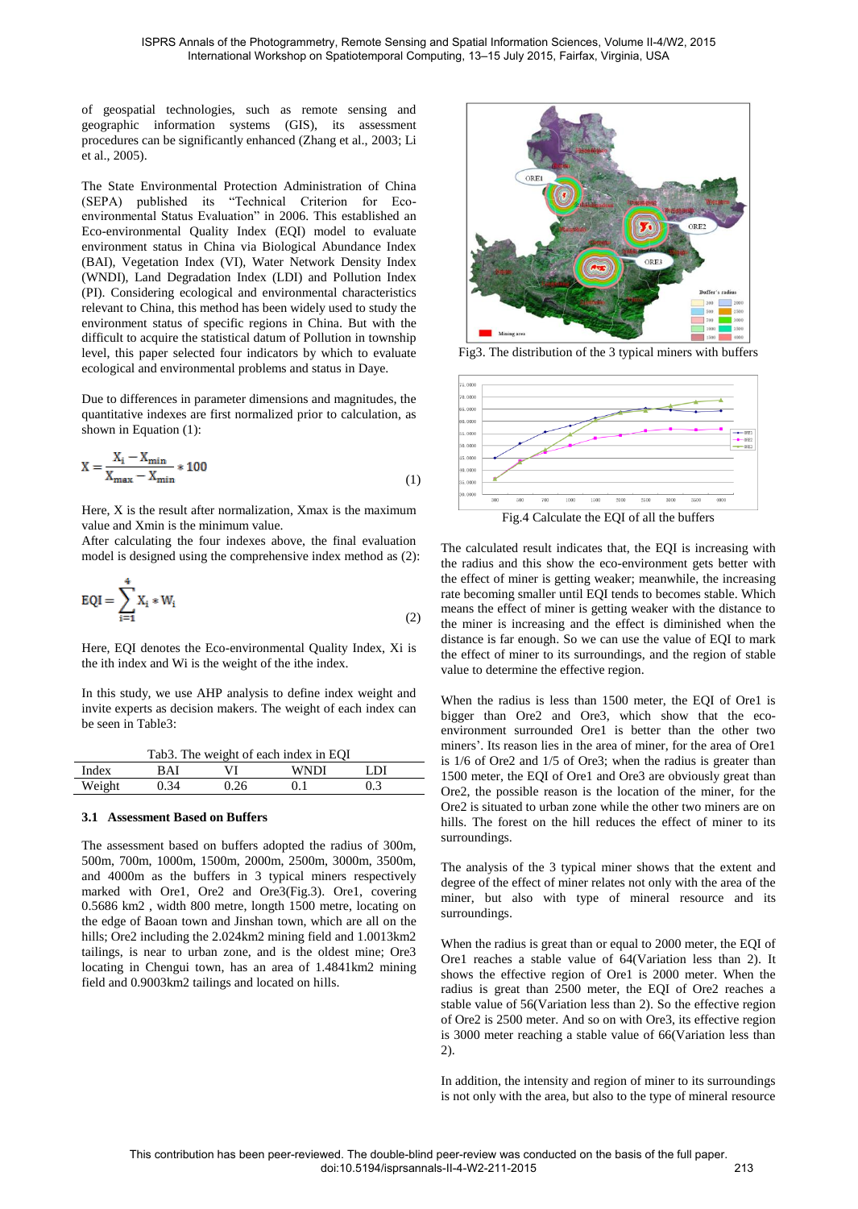of geospatial technologies, such as remote sensing and geographic information systems (GIS), its assessment procedures can be significantly enhanced (Zhang et al., 2003; Li et al., 2005).

The State Environmental Protection Administration of China (SEPA) published its "Technical Criterion for Eco-environmental Status Evaluation" in 2006. This established an Eco-environmental Quality Index (EQI) model to evaluate environment status in China via Biological Abundance Index (BAI), Vegetation Index (VI), Water Network Density Index (WNDI), Land Degradation Index (LDI) and Pollution Index (PI). Considering ecological and environmental characteristics relevant to China, this method has been widely used to study the environment status of specific regions in China. But with the difficult to acquire the statistical datum of Pollution in township level, this paper selected four indicators by which to evaluate ecological and environmental problems and status in Daye.

Due to differences in parameter dimensions and magnitudes, the quantitative indexes are first normalized prior to calculation, as shown in Equation (1):

$$X = \frac{X_i - X_{min}}{X_{max} - X_{min}} * 100 \tag{1}$$

Here, X is the result after normalization, Xmax is the maximum value and Xmin is the minimum value.

After calculating the four indexes above, the final evaluation model is designed using the comprehensive index method as (2):

$$EQI = \sum_{i=1}^{4} X_i * W_i \tag{2}$$

Here, EQI denotes the Eco-environmental Quality Index, Xi is the ith index and Wi is the weight of the ithe index.

In this study, we use AHP analysis to define index weight and invite experts as decision makers. The weight of each index can be seen in Table3:

Tab3. The weight of each index in EQI

| Index | BAI | VI | WNDI | LDI |
|---|---|---|---|---|
| Weight | 0.34 | 0.26 | 0.1 | 0.3 |

### 3.1 Assessment Based on Buffers

The assessment based on buffers adopted the radius of 300m, 500m, 700m, 1000m, 1500m, 2000m, 2500m, 3000m, 3500m, and 4000m as the buffers in 3 typical miners respectively marked with Ore1, Ore2 and Ore3(Fig.3). Ore1, covering 0.5686 km2 , width 800 metre, longth 1500 metre, locating on the edge of Baoan town and Jinshan town, which are all on the hills; Ore2 including the 2.024km2 mining field and 1.0013km2 tailings, is near to urban zone, and is the oldest mine; Ore3 locating in Chengui town, has an area of 1.4841km2 mining field and 0.9003km2 tailings and located on hills.

Fig3. The distribution of the 3 typical miners with buffers

Fig.4 Calculate the EQI of all the buffers

The calculated result indicates that, the EQI is increasing with the radius and this show the eco-environment gets better with the effect of miner is getting weaker; meanwhile, the increasing rate becoming smaller until EQI tends to becomes stable. Which means the effect of miner is getting weaker with the distance to the miner is increasing and the effect is diminished when the distance is far enough. So we can use the value of EQI to mark the effect of miner to its surroundings, and the region of stable value to determine the effective region.

When the radius is less than 1500 meter, the EQI of Ore1 is bigger than Ore2 and Ore3, which show that the eco-environment surrounded Ore1 is better than the other two miners'. Its reason lies in the area of miner, for the area of Ore1 is 1/6 of Ore2 and 1/5 of Ore3; when the radius is greater than 1500 meter, the EQI of Ore1 and Ore3 are obviously great than Ore2, the possible reason is the location of the miner, for the Ore2 is situated to urban zone while the other two miners are on hills. The forest on the hill reduces the effect of miner to its surroundings.

The analysis of the 3 typical miner shows that the extent and degree of the effect of miner relates not only with the area of the miner, but also with type of mineral resource and its surroundings.

When the radius is great than or equal to 2000 meter, the EQI of Ore1 reaches a stable value of 64(Variation less than 2). It shows the effective region of Ore1 is 2000 meter. When the radius is great than 2500 meter, the EQI of Ore2 reaches a stable value of 56(Variation less than 2). So the effective region of Ore2 is 2500 meter. And so on with Ore3, its effective region is 3000 meter reaching a stable value of 66(Variation less than 2).

In addition, the intensity and region of miner to its surroundings is not only with the area, but also to the type of mineral resource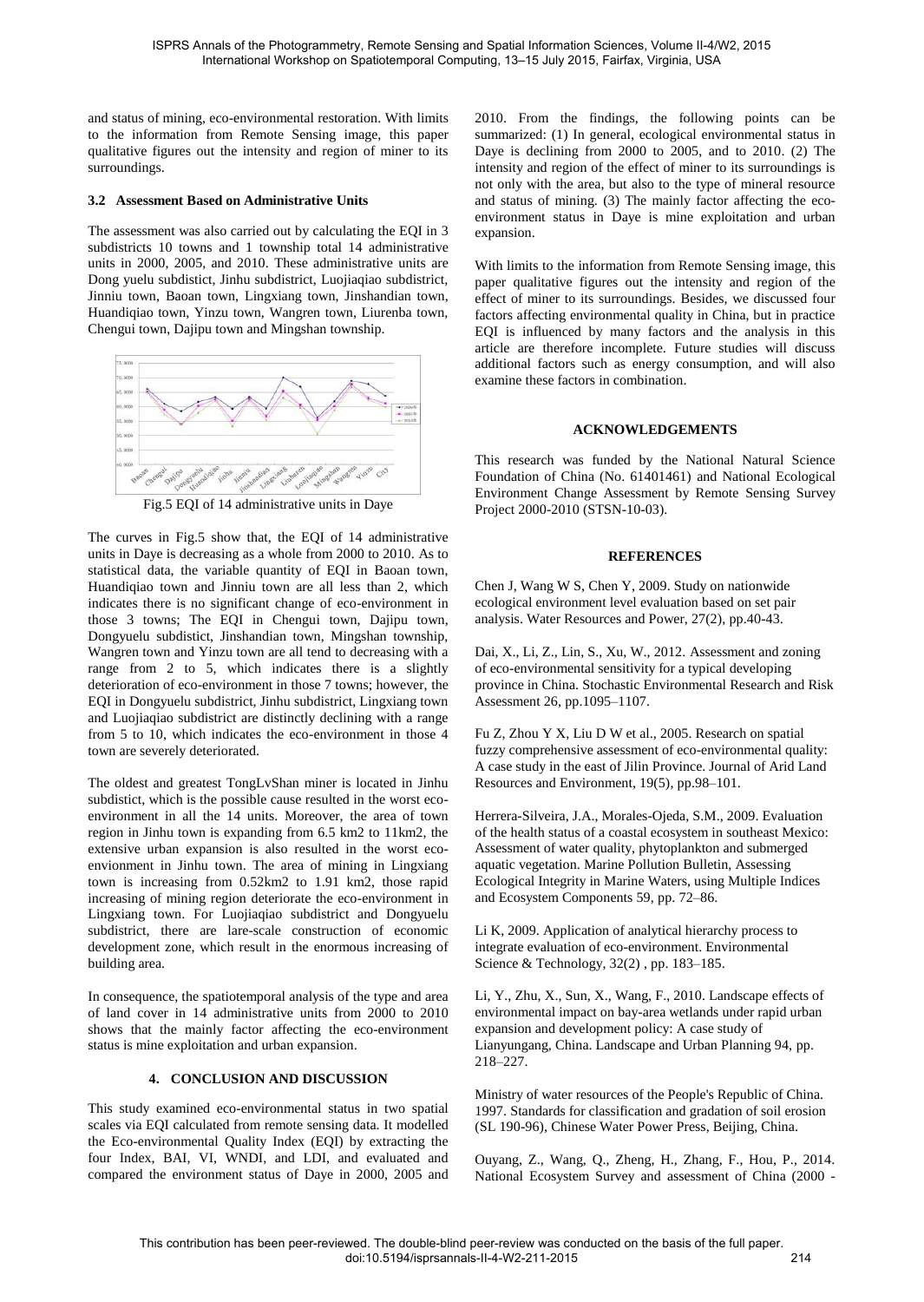and status of mining, eco-environmental restoration. With limits to the information from Remote Sensing image, this paper qualitative figures out the intensity and region of miner to its surroundings.

### 3.2 Assessment Based on Administrative Units

The assessment was also carried out by calculating the EQI in 3 subdistricts 10 towns and 1 township total 14 administrative units in 2000, 2005, and 2010. These administrative units are Dong yuelu subdistict, Jinhu subdistrict, Luojiaqiao subdistrict, Jinniu town, Baoan town, Lingxiang town, Jinshandian town, Huandiqiao town, Yinzu town, Wangren town, Liurenba town, Chengui town, Dajipu town and Mingshan township.

Fig.5 EQI of 14 administrative units in Daye

The curves in Fig.5 show that, the EQI of 14 administrative units in Daye is decreasing as a whole from 2000 to 2010. As to statistical data, the variable quantity of EQI in Baoan town, Huandiqiao town and Jinniu town are all less than 2, which indicates there is no significant change of eco-environment in those 3 towns; The EQI in Chengui town, Dajipu town, Dongyuelu subdistict, Jinshandian town, Mingshan township, Wangren town and Yinzu town are all tend to decreasing with a range from 2 to 5, which indicates there is a slightly deterioration of eco-environment in those 7 towns; however, the EQI in Dongyuelu subdistrict, Jinhu subdistrict, Lingxiang town and Luojiaqiao subdistrict are distinctly declining with a range from 5 to 10, which indicates the eco-environment in those 4 town are severely deteriorated.

The oldest and greatest TongLvShan miner is located in Jinhu subdistict, which is the possible cause resulted in the worst eco-environment in all the 14 units. Moreover, the area of town region in Jinhu town is expanding from 6.5 km2 to 11km2, the extensive urban expansion is also resulted in the worst eco-envionment in Jinhu town. The area of mining in Lingxiang town is increasing from 0.52km2 to 1.91 km2, those rapid increasing of mining region deteriorate the eco-environment in Lingxiang town. For Luojiaqiao subdistrict and Dongyuelu subdistrict, there are lare-scale construction of economic development zone, which result in the enormous increasing of building area.

In consequence, the spatiotemporal analysis of the type and area of land cover in 14 administrative units from 2000 to 2010 shows that the mainly factor affecting the eco-environment status is mine exploitation and urban expansion.

## 4. CONCLUSION AND DISCUSSION

This study examined eco-environmental status in two spatial scales via EQI calculated from remote sensing data. It modelled the Eco-environmental Quality Index (EQI) by extracting the four Index, BAI, VI, WNDI, and LDI, and evaluated and compared the environment status of Daye in 2000, 2005 and 2010. From the findings, the following points can be summarized: (1) In general, ecological environmental status in Daye is declining from 2000 to 2005, and to 2010. (2) The intensity and region of the effect of miner to its surroundings is not only with the area, but also to the type of mineral resource and status of mining. (3) The mainly factor affecting the eco-environment status in Daye is mine exploitation and urban expansion.

With limits to the information from Remote Sensing image, this paper qualitative figures out the intensity and region of the effect of miner to its surroundings. Besides, we discussed four factors affecting environmental quality in China, but in practice EQI is influenced by many factors and the analysis in this article are therefore incomplete. Future studies will discuss additional factors such as energy consumption, and will also examine these factors in combination.

## ACKNOWLEDGEMENTS

This research was funded by the National Natural Science Foundation of China (No. 61401461) and National Ecological Environment Change Assessment by Remote Sensing Survey Project 2000-2010 (STSN-10-03).

## REFERENCES

Chen J, Wang W S, Chen Y, 2009. Study on nationwide ecological environment level evaluation based on set pair analysis. Water Resources and Power, 27(2), pp.40-43.

Dai, X., Li, Z., Lin, S., Xu, W., 2012. Assessment and zoning of eco-environmental sensitivity for a typical developing province in China. Stochastic Environmental Research and Risk Assessment 26, pp.1095–1107.

Fu Z, Zhou Y X, Liu D W et al., 2005. Research on spatial fuzzy comprehensive assessment of eco-environmental quality: A case study in the east of Jilin Province. Journal of Arid Land Resources and Environment, 19(5), pp.98–101.

Herrera-Silveira, J.A., Morales-Ojeda, S.M., 2009. Evaluation of the health status of a coastal ecosystem in southeast Mexico: Assessment of water quality, phytoplankton and submerged aquatic vegetation. Marine Pollution Bulletin, Assessing Ecological Integrity in Marine Waters, using Multiple Indices and Ecosystem Components 59, pp. 72–86.

Li K, 2009. Application of analytical hierarchy process to integrate evaluation of eco-environment. Environmental Science & Technology, 32(2) , pp. 183–185.

Li, Y., Zhu, X., Sun, X., Wang, F., 2010. Landscape effects of environmental impact on bay-area wetlands under rapid urban expansion and development policy: A case study of Lianyungang, China. Landscape and Urban Planning 94, pp. 218–227.

Ministry of water resources of the People's Republic of China. 1997. Standards for classification and gradation of soil erosion (SL 190-96), Chinese Water Power Press, Beijing, China.

Ouyang, Z., Wang, Q., Zheng, H., Zhang, F., Hou, P., 2014. National Ecosystem Survey and assessment of China (2000 -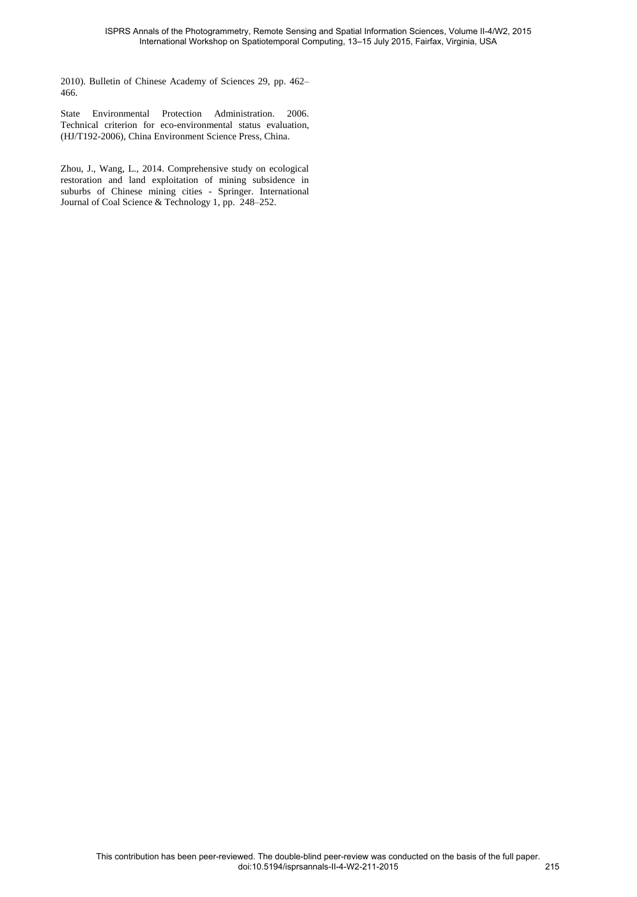2010). Bulletin of Chinese Academy of Sciences 29, pp. 462–466.

State Environmental Protection Administration. 2006. Technical criterion for eco-environmental status evaluation, (HJ/T192-2006), China Environment Science Press, China.

Zhou, J., Wang, L., 2014. Comprehensive study on ecological restoration and land exploitation of mining subsidence in suburbs of Chinese mining cities - Springer. International Journal of Coal Science & Technology 1, pp. 248–252.